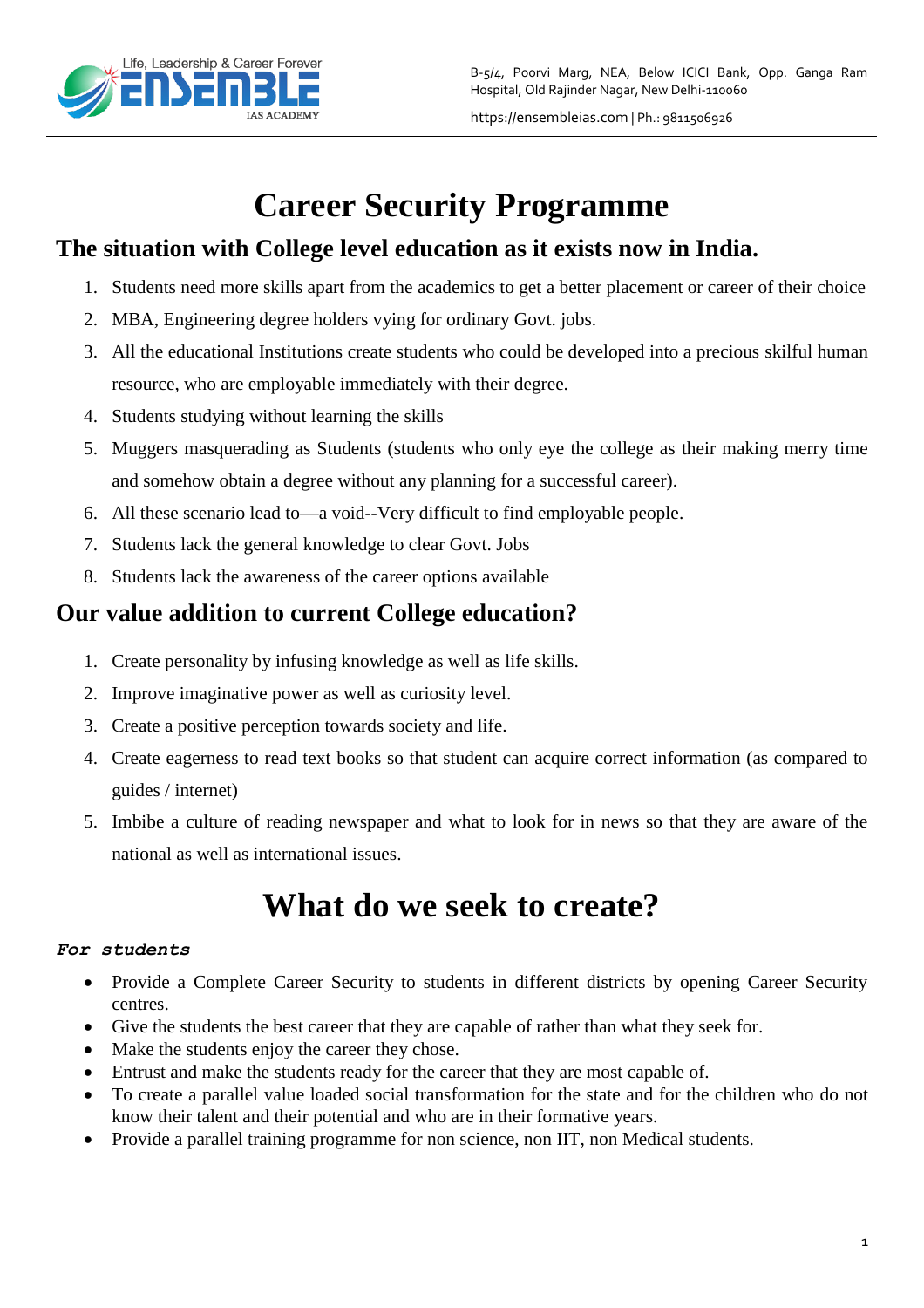Life, Leadership & Career Forever
ENSEMBLE
IAS ACADEMY

B-5/4, Poorvi Marg, NEA, Below ICICI Bank, Opp. Ganga Ram Hospital, Old Rajinder Nagar, New Delhi-110060

https://ensembleias.com | Ph.: 9811506926

# Career Security Programme

## The situation with College level education as it exists now in India.

1. Students need more skills apart from the academics to get a better placement or career of their choice
2. MBA, Engineering degree holders vying for ordinary Govt. jobs.
3. All the educational Institutions create students who could be developed into a precious skilful human resource, who are employable immediately with their degree.
4. Students studying without learning the skills
5. Muggers masquerading as Students (students who only eye the college as their making merry time and somehow obtain a degree without any planning for a successful career).
6. All these scenario lead to—a void--Very difficult to find employable people.
7. Students lack the general knowledge to clear Govt. Jobs
8. Students lack the awareness of the career options available

## Our value addition to current College education?

1. Create personality by infusing knowledge as well as life skills.
2. Improve imaginative power as well as curiosity level.
3. Create a positive perception towards society and life.
4. Create eagerness to read text books so that student can acquire correct information (as compared to guides / internet)
5. Imbibe a culture of reading newspaper and what to look for in news so that they are aware of the national as well as international issues.

# What do we seek to create?

***For students***

- Provide a Complete Career Security to students in different districts by opening Career Security centres.
- Give the students the best career that they are capable of rather than what they seek for.
- Make the students enjoy the career they chose.
- Entrust and make the students ready for the career that they are most capable of.
- To create a parallel value loaded social transformation for the state and for the children who do not know their talent and their potential and who are in their formative years.
- Provide a parallel training programme for non science, non IIT, non Medical students.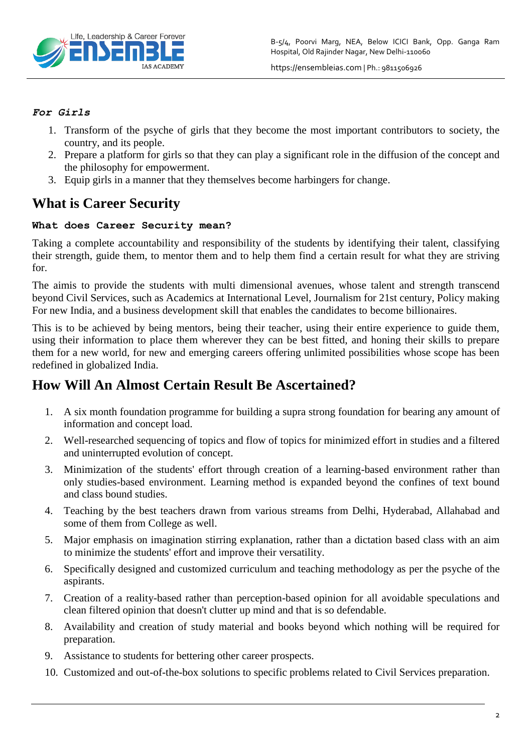***For Girls***

1. Transform of the psyche of girls that they become the most important contributors to society, the country, and its people.
2. Prepare a platform for girls so that they can play a significant role in the diffusion of the concept and the philosophy for empowerment.
3. Equip girls in a manner that they themselves become harbingers for change.

## What is Career Security

**What does Career Security mean?**

Taking a complete accountability and responsibility of the students by identifying their talent, classifying their strength, guide them, to mentor them and to help them find a certain result for what they are striving for.

The aimis to provide the students with multi dimensional avenues, whose talent and strength transcend beyond Civil Services, such as Academics at International Level, Journalism for 21st century, Policy making For new India, and a business development skill that enables the candidates to become billionaires.

This is to be achieved by being mentors, being their teacher, using their entire experience to guide them, using their information to place them wherever they can be best fitted, and honing their skills to prepare them for a new world, for new and emerging careers offering unlimited possibilities whose scope has been redefined in globalized India.

## How Will An Almost Certain Result Be Ascertained?

1. A six month foundation programme for building a supra strong foundation for bearing any amount of information and concept load.
2. Well-researched sequencing of topics and flow of topics for minimized effort in studies and a filtered and uninterrupted evolution of concept.
3. Minimization of the students' effort through creation of a learning-based environment rather than only studies-based environment. Learning method is expanded beyond the confines of text bound and class bound studies.
4. Teaching by the best teachers drawn from various streams from Delhi, Hyderabad, Allahabad and some of them from College as well.
5. Major emphasis on imagination stirring explanation, rather than a dictation based class with an aim to minimize the students' effort and improve their versatility.
6. Specifically designed and customized curriculum and teaching methodology as per the psyche of the aspirants.
7. Creation of a reality-based rather than perception-based opinion for all avoidable speculations and clean filtered opinion that doesn't clutter up mind and that is so defendable.
8. Availability and creation of study material and books beyond which nothing will be required for preparation.
9. Assistance to students for bettering other career prospects.
10. Customized and out-of-the-box solutions to specific problems related to Civil Services preparation.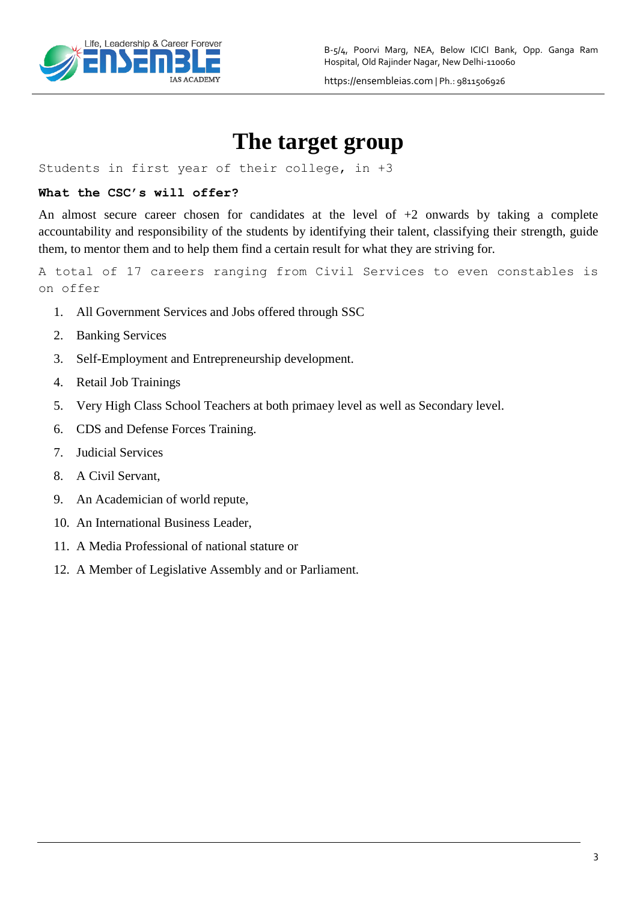# The target group

Students in first year of their college, in +3

**What the CSC's will offer?**

An almost secure career chosen for candidates at the level of +2 onwards by taking a complete accountability and responsibility of the students by identifying their talent, classifying their strength, guide them, to mentor them and to help them find a certain result for what they are striving for.

A total of 17 careers ranging from Civil Services to even constables is on offer

1. All Government Services and Jobs offered through SSC
2. Banking Services
3. Self-Employment and Entrepreneurship development.
4. Retail Job Trainings
5. Very High Class School Teachers at both primaey level as well as Secondary level.
6. CDS and Defense Forces Training.
7. Judicial Services
8. A Civil Servant,
9. An Academician of world repute,
10. An International Business Leader,
11. A Media Professional of national stature or
12. A Member of Legislative Assembly and or Parliament.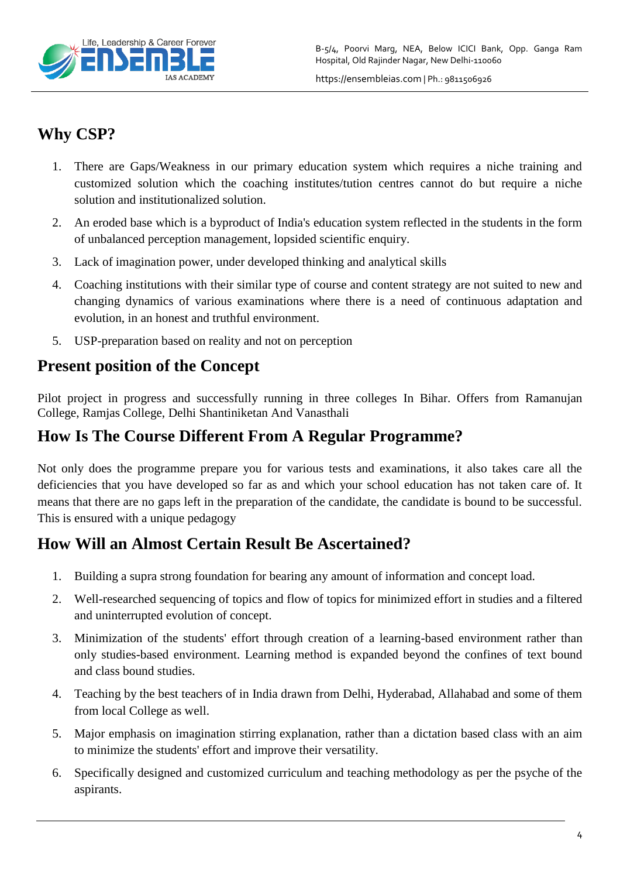## Why CSP?

1. There are Gaps/Weakness in our primary education system which requires a niche training and customized solution which the coaching institutes/tution centres cannot do but require a niche solution and institutionalized solution.
2. An eroded base which is a byproduct of India's education system reflected in the students in the form of unbalanced perception management, lopsided scientific enquiry.
3. Lack of imagination power, under developed thinking and analytical skills
4. Coaching institutions with their similar type of course and content strategy are not suited to new and changing dynamics of various examinations where there is a need of continuous adaptation and evolution, in an honest and truthful environment.
5. USP-preparation based on reality and not on perception

## Present position of the Concept

Pilot project in progress and successfully running in three colleges In Bihar. Offers from Ramanujan College, Ramjas College, Delhi Shantiniketan And Vanasthali

## How Is The Course Different From A Regular Programme?

Not only does the programme prepare you for various tests and examinations, it also takes care all the deficiencies that you have developed so far as and which your school education has not taken care of. It means that there are no gaps left in the preparation of the candidate, the candidate is bound to be successful. This is ensured with a unique pedagogy

## How Will an Almost Certain Result Be Ascertained?

1. Building a supra strong foundation for bearing any amount of information and concept load.
2. Well-researched sequencing of topics and flow of topics for minimized effort in studies and a filtered and uninterrupted evolution of concept.
3. Minimization of the students' effort through creation of a learning-based environment rather than only studies-based environment. Learning method is expanded beyond the confines of text bound and class bound studies.
4. Teaching by the best teachers of in India drawn from Delhi, Hyderabad, Allahabad and some of them from local College as well.
5. Major emphasis on imagination stirring explanation, rather than a dictation based class with an aim to minimize the students' effort and improve their versatility.
6. Specifically designed and customized curriculum and teaching methodology as per the psyche of the aspirants.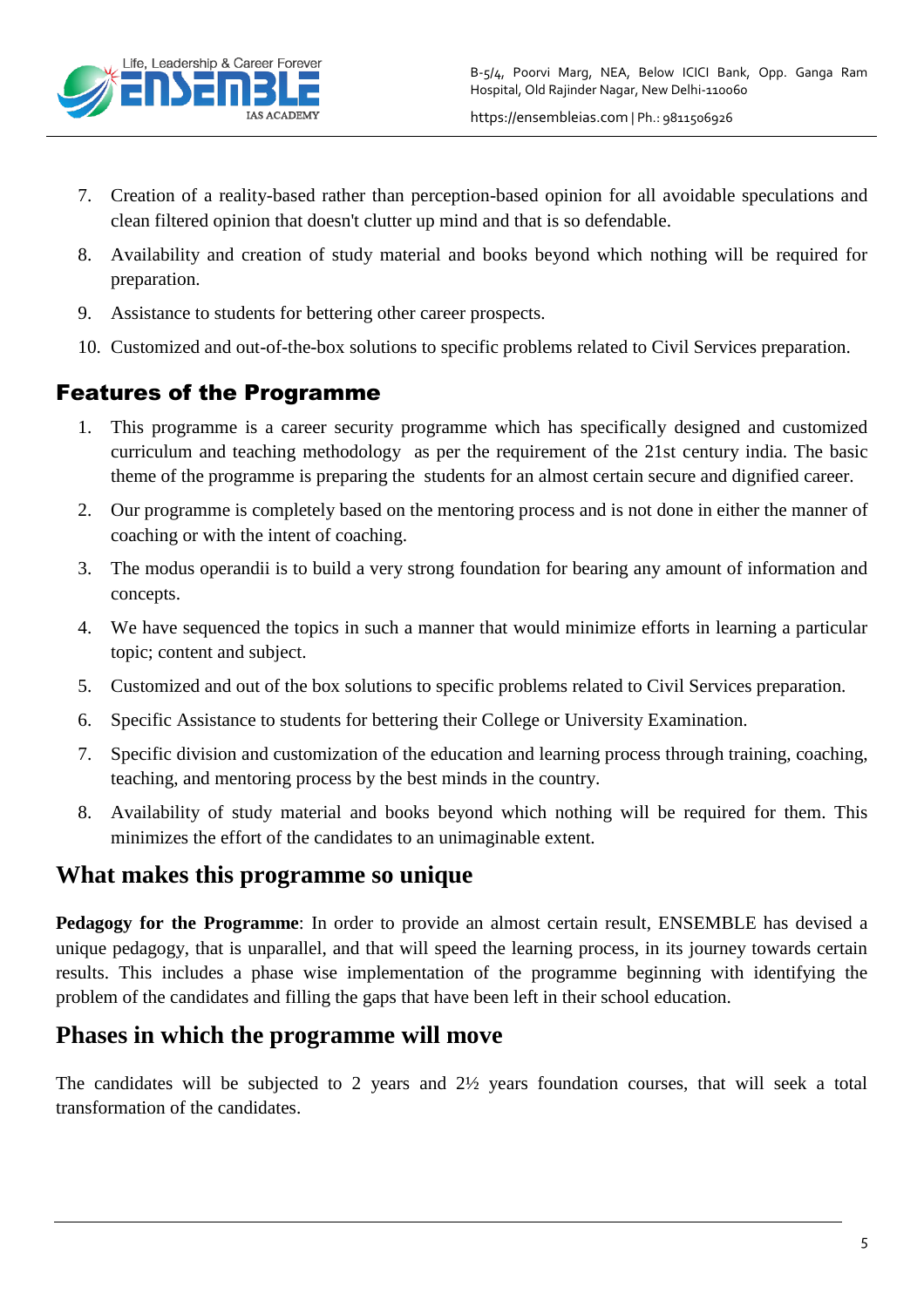7. Creation of a reality-based rather than perception-based opinion for all avoidable speculations and clean filtered opinion that doesn't clutter up mind and that is so defendable.
8. Availability and creation of study material and books beyond which nothing will be required for preparation.
9. Assistance to students for bettering other career prospects.
10. Customized and out-of-the-box solutions to specific problems related to Civil Services preparation.

## Features of the Programme

1. This programme is a career security programme which has specifically designed and customized curriculum and teaching methodology as per the requirement of the 21st century india. The basic theme of the programme is preparing the students for an almost certain secure and dignified career.
2. Our programme is completely based on the mentoring process and is not done in either the manner of coaching or with the intent of coaching.
3. The modus operandii is to build a very strong foundation for bearing any amount of information and concepts.
4. We have sequenced the topics in such a manner that would minimize efforts in learning a particular topic; content and subject.
5. Customized and out of the box solutions to specific problems related to Civil Services preparation.
6. Specific Assistance to students for bettering their College or University Examination.
7. Specific division and customization of the education and learning process through training, coaching, teaching, and mentoring process by the best minds in the country.
8. Availability of study material and books beyond which nothing will be required for them. This minimizes the effort of the candidates to an unimaginable extent.

## What makes this programme so unique

**Pedagogy for the Programme**: In order to provide an almost certain result, ENSEMBLE has devised a unique pedagogy, that is unparallel, and that will speed the learning process, in its journey towards certain results. This includes a phase wise implementation of the programme beginning with identifying the problem of the candidates and filling the gaps that have been left in their school education.

## Phases in which the programme will move

The candidates will be subjected to 2 years and 2½ years foundation courses, that will seek a total transformation of the candidates.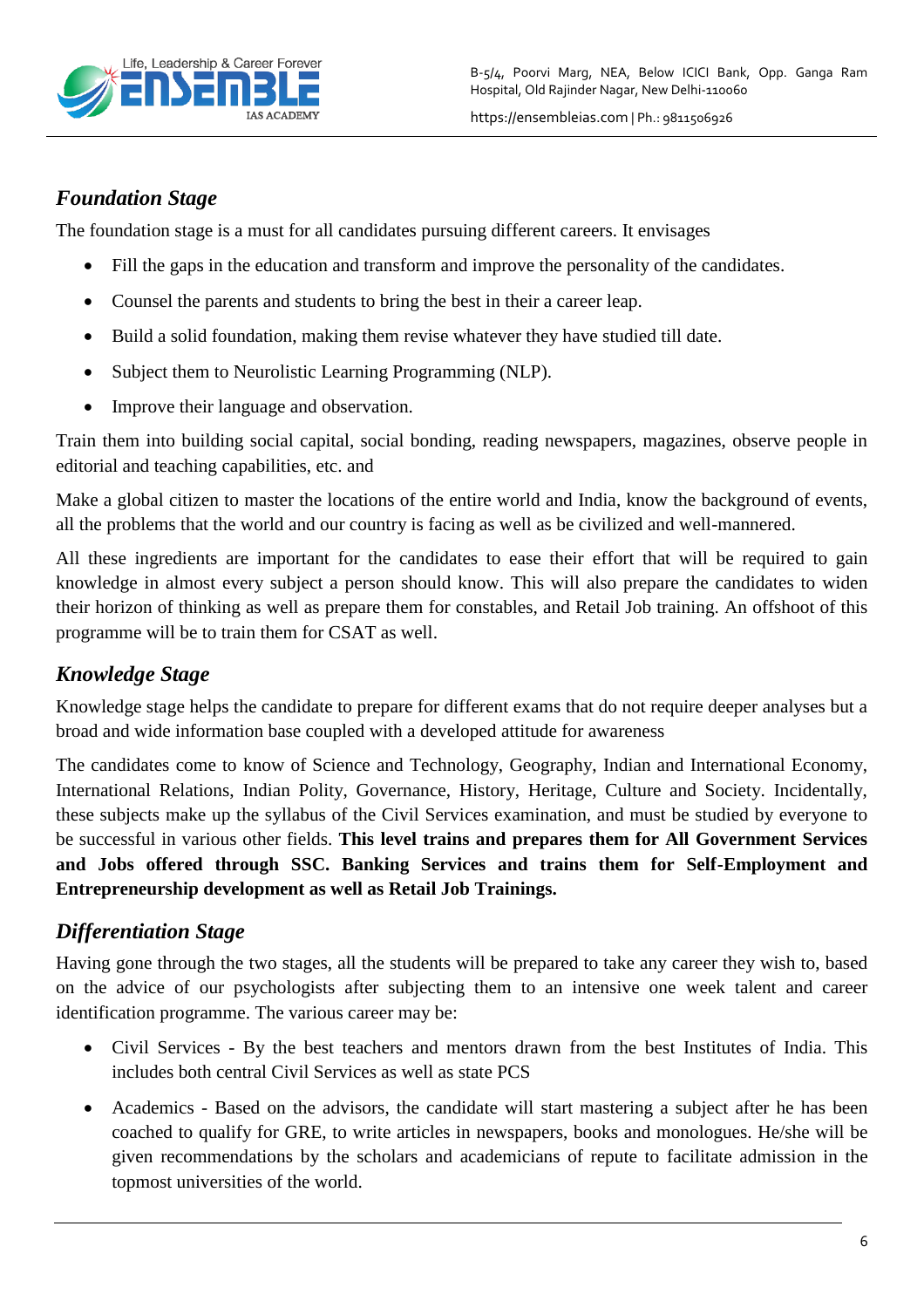## *Foundation Stage*

The foundation stage is a must for all candidates pursuing different careers. It envisages

- Fill the gaps in the education and transform and improve the personality of the candidates.
- Counsel the parents and students to bring the best in their a career leap.
- Build a solid foundation, making them revise whatever they have studied till date.
- Subject them to Neurolistic Learning Programming (NLP).
- Improve their language and observation.

Train them into building social capital, social bonding, reading newspapers, magazines, observe people in editorial and teaching capabilities, etc. and

Make a global citizen to master the locations of the entire world and India, know the background of events, all the problems that the world and our country is facing as well as be civilized and well-mannered.

All these ingredients are important for the candidates to ease their effort that will be required to gain knowledge in almost every subject a person should know. This will also prepare the candidates to widen their horizon of thinking as well as prepare them for constables, and Retail Job training. An offshoot of this programme will be to train them for CSAT as well.

## *Knowledge Stage*

Knowledge stage helps the candidate to prepare for different exams that do not require deeper analyses but a broad and wide information base coupled with a developed attitude for awareness

The candidates come to know of Science and Technology, Geography, Indian and International Economy, International Relations, Indian Polity, Governance, History, Heritage, Culture and Society. Incidentally, these subjects make up the syllabus of the Civil Services examination, and must be studied by everyone to be successful in various other fields. **This level trains and prepares them for All Government Services and Jobs offered through SSC. Banking Services and trains them for Self-Employment and Entrepreneurship development as well as Retail Job Trainings.**

## *Differentiation Stage*

Having gone through the two stages, all the students will be prepared to take any career they wish to, based on the advice of our psychologists after subjecting them to an intensive one week talent and career identification programme. The various career may be:

- Civil Services - By the best teachers and mentors drawn from the best Institutes of India. This includes both central Civil Services as well as state PCS
- Academics - Based on the advisors, the candidate will start mastering a subject after he has been coached to qualify for GRE, to write articles in newspapers, books and monologues. He/she will be given recommendations by the scholars and academicians of repute to facilitate admission in the topmost universities of the world.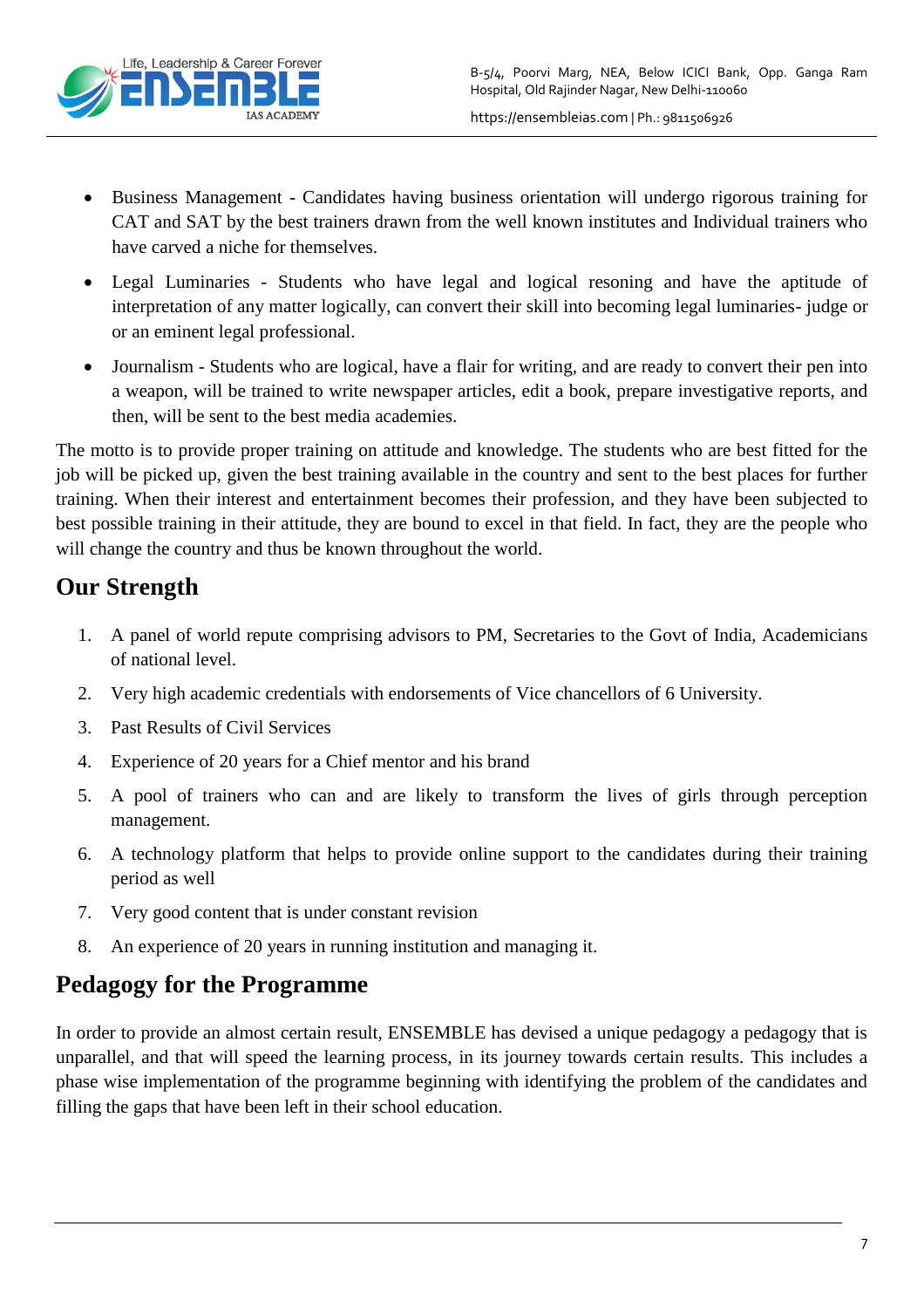- Business Management - Candidates having business orientation will undergo rigorous training for CAT and SAT by the best trainers drawn from the well known institutes and Individual trainers who have carved a niche for themselves.
- Legal Luminaries - Students who have legal and logical resoning and have the aptitude of interpretation of any matter logically, can convert their skill into becoming legal luminaries- judge or or an eminent legal professional.
- Journalism - Students who are logical, have a flair for writing, and are ready to convert their pen into a weapon, will be trained to write newspaper articles, edit a book, prepare investigative reports, and then, will be sent to the best media academies.

The motto is to provide proper training on attitude and knowledge. The students who are best fitted for the job will be picked up, given the best training available in the country and sent to the best places for further training. When their interest and entertainment becomes their profession, and they have been subjected to best possible training in their attitude, they are bound to excel in that field. In fact, they are the people who will change the country and thus be known throughout the world.

## Our Strength

1. A panel of world repute comprising advisors to PM, Secretaries to the Govt of India, Academicians of national level.
2. Very high academic credentials with endorsements of Vice chancellors of 6 University.
3. Past Results of Civil Services
4. Experience of 20 years for a Chief mentor and his brand
5. A pool of trainers who can and are likely to transform the lives of girls through perception management.
6. A technology platform that helps to provide online support to the candidates during their training period as well
7. Very good content that is under constant revision
8. An experience of 20 years in running institution and managing it.

## Pedagogy for the Programme

In order to provide an almost certain result, ENSEMBLE has devised a unique pedagogy a pedagogy that is unparallel, and that will speed the learning process, in its journey towards certain results. This includes a phase wise implementation of the programme beginning with identifying the problem of the candidates and filling the gaps that have been left in their school education.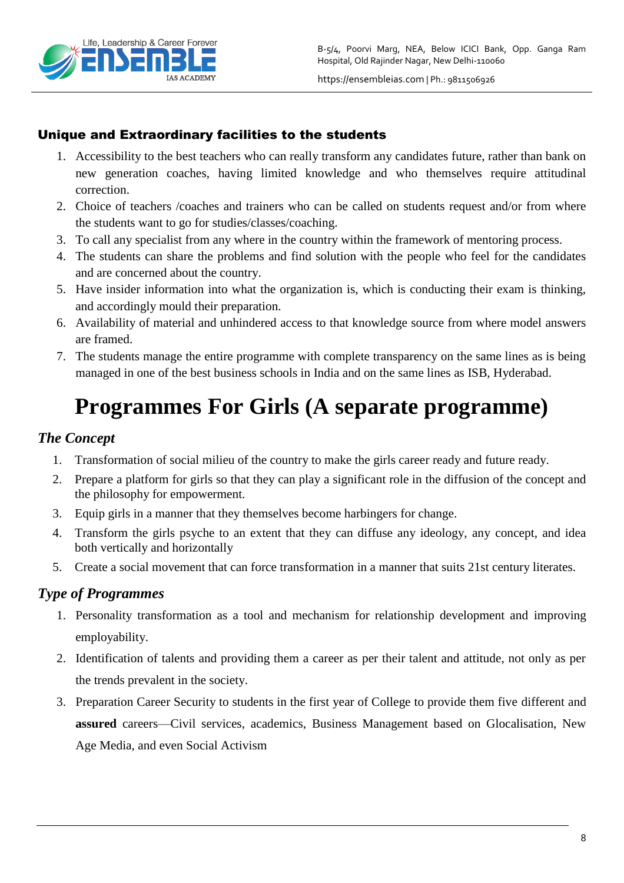### Unique and Extraordinary facilities to the students

1. Accessibility to the best teachers who can really transform any candidates future, rather than bank on new generation coaches, having limited knowledge and who themselves require attitudinal correction.
2. Choice of teachers /coaches and trainers who can be called on students request and/or from where the students want to go for studies/classes/coaching.
3. To call any specialist from any where in the country within the framework of mentoring process.
4. The students can share the problems and find solution with the people who feel for the candidates and are concerned about the country.
5. Have insider information into what the organization is, which is conducting their exam is thinking, and accordingly mould their preparation.
6. Availability of material and unhindered access to that knowledge source from where model answers are framed.
7. The students manage the entire programme with complete transparency on the same lines as is being managed in one of the best business schools in India and on the same lines as ISB, Hyderabad.

# Programmes For Girls (A separate programme)

## *The Concept*

1. Transformation of social milieu of the country to make the girls career ready and future ready.
2. Prepare a platform for girls so that they can play a significant role in the diffusion of the concept and the philosophy for empowerment.
3. Equip girls in a manner that they themselves become harbingers for change.
4. Transform the girls psyche to an extent that they can diffuse any ideology, any concept, and idea both vertically and horizontally
5. Create a social movement that can force transformation in a manner that suits 21st century literates.

## *Type of Programmes*

1. Personality transformation as a tool and mechanism for relationship development and improving employability.
2. Identification of talents and providing them a career as per their talent and attitude, not only as per the trends prevalent in the society.
3. Preparation Career Security to students in the first year of College to provide them five different and **assured** careers—Civil services, academics, Business Management based on Glocalisation, New Age Media, and even Social Activism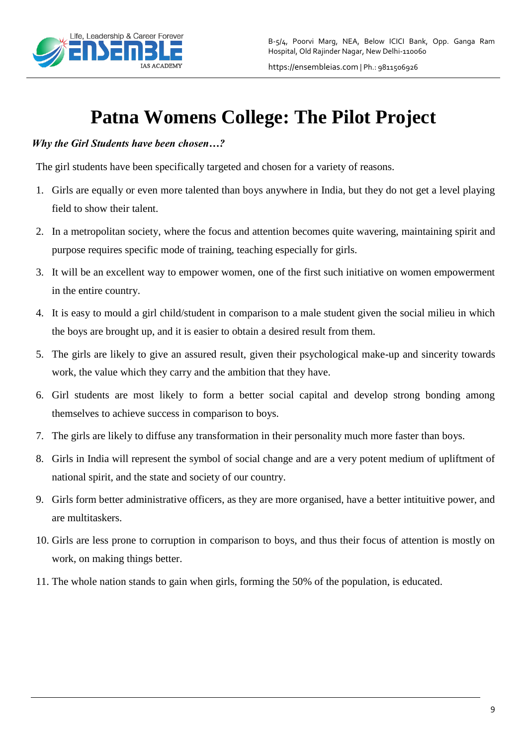# Patna Womens College: The Pilot Project

***Why the Girl Students have been chosen…?***

The girl students have been specifically targeted and chosen for a variety of reasons.

1. Girls are equally or even more talented than boys anywhere in India, but they do not get a level playing field to show their talent.
2. In a metropolitan society, where the focus and attention becomes quite wavering, maintaining spirit and purpose requires specific mode of training, teaching especially for girls.
3. It will be an excellent way to empower women, one of the first such initiative on women empowerment in the entire country.
4. It is easy to mould a girl child/student in comparison to a male student given the social milieu in which the boys are brought up, and it is easier to obtain a desired result from them.
5. The girls are likely to give an assured result, given their psychological make-up and sincerity towards work, the value which they carry and the ambition that they have.
6. Girl students are most likely to form a better social capital and develop strong bonding among themselves to achieve success in comparison to boys.
7. The girls are likely to diffuse any transformation in their personality much more faster than boys.
8. Girls in India will represent the symbol of social change and are a very potent medium of upliftment of national spirit, and the state and society of our country.
9. Girls form better administrative officers, as they are more organised, have a better intituitive power, and are multitaskers.
10. Girls are less prone to corruption in comparison to boys, and thus their focus of attention is mostly on work, on making things better.
11. The whole nation stands to gain when girls, forming the 50% of the population, is educated.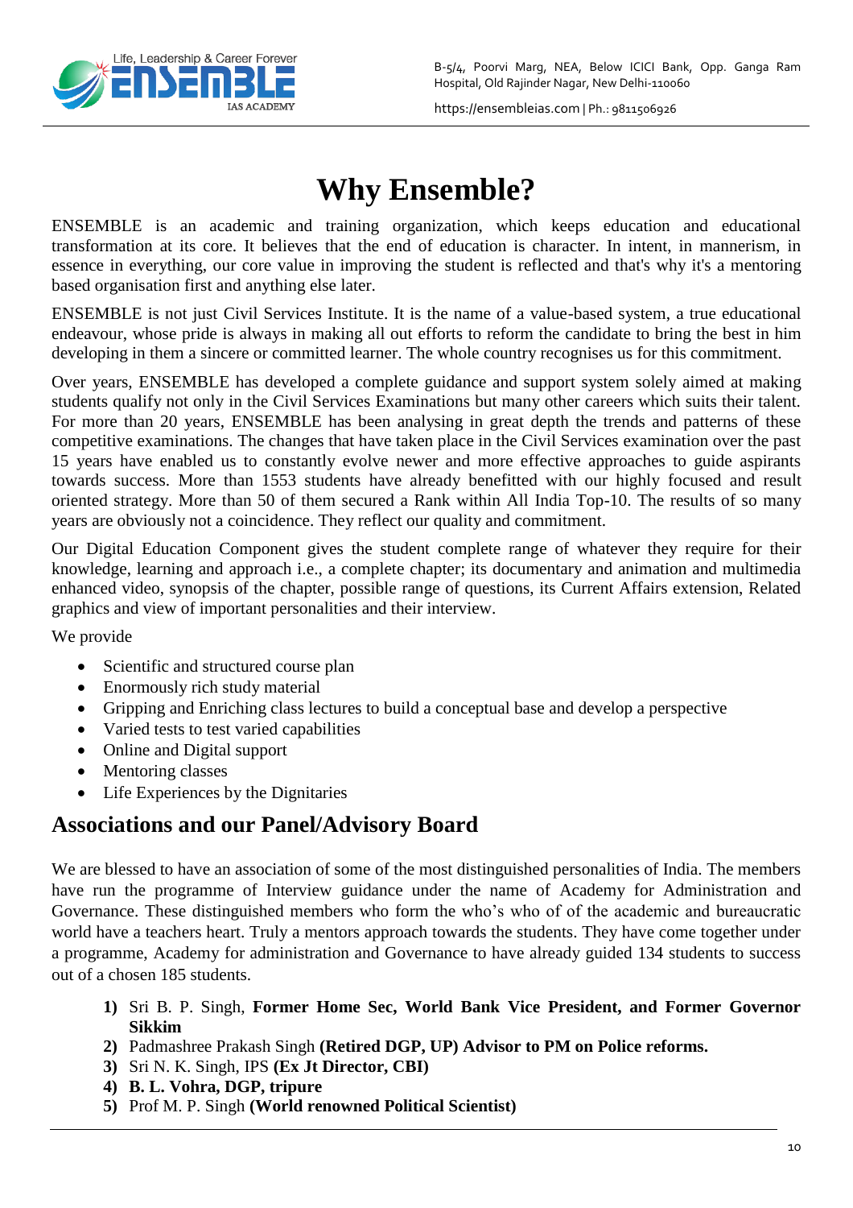# Why Ensemble?

ENSEMBLE is an academic and training organization, which keeps education and educational transformation at its core. It believes that the end of education is character. In intent, in mannerism, in essence in everything, our core value in improving the student is reflected and that's why it's a mentoring based organisation first and anything else later.

ENSEMBLE is not just Civil Services Institute. It is the name of a value-based system, a true educational endeavour, whose pride is always in making all out efforts to reform the candidate to bring the best in him developing in them a sincere or committed learner. The whole country recognises us for this commitment.

Over years, ENSEMBLE has developed a complete guidance and support system solely aimed at making students qualify not only in the Civil Services Examinations but many other careers which suits their talent. For more than 20 years, ENSEMBLE has been analysing in great depth the trends and patterns of these competitive examinations. The changes that have taken place in the Civil Services examination over the past 15 years have enabled us to constantly evolve newer and more effective approaches to guide aspirants towards success. More than 1553 students have already benefitted with our highly focused and result oriented strategy. More than 50 of them secured a Rank within All India Top-10. The results of so many years are obviously not a coincidence. They reflect our quality and commitment.

Our Digital Education Component gives the student complete range of whatever they require for their knowledge, learning and approach i.e., a complete chapter; its documentary and animation and multimedia enhanced video, synopsis of the chapter, possible range of questions, its Current Affairs extension, Related graphics and view of important personalities and their interview.

We provide

- Scientific and structured course plan
- Enormously rich study material
- Gripping and Enriching class lectures to build a conceptual base and develop a perspective
- Varied tests to test varied capabilities
- Online and Digital support
- Mentoring classes
- Life Experiences by the Dignitaries

## Associations and our Panel/Advisory Board

We are blessed to have an association of some of the most distinguished personalities of India. The members have run the programme of Interview guidance under the name of Academy for Administration and Governance. These distinguished members who form the who's who of of the academic and bureaucratic world have a teachers heart. Truly a mentors approach towards the students. They have come together under a programme, Academy for administration and Governance to have already guided 134 students to success out of a chosen 185 students.

1) Sri B. P. Singh, **Former Home Sec, World Bank Vice President, and Former Governor Sikkim**
2) Padmashree Prakash Singh **(Retired DGP, UP) Advisor to PM on Police reforms.**
3) Sri N. K. Singh, IPS **(Ex Jt Director, CBI)**
4) **B. L. Vohra, DGP, tripure**
5) Prof M. P. Singh **(World renowned Political Scientist)**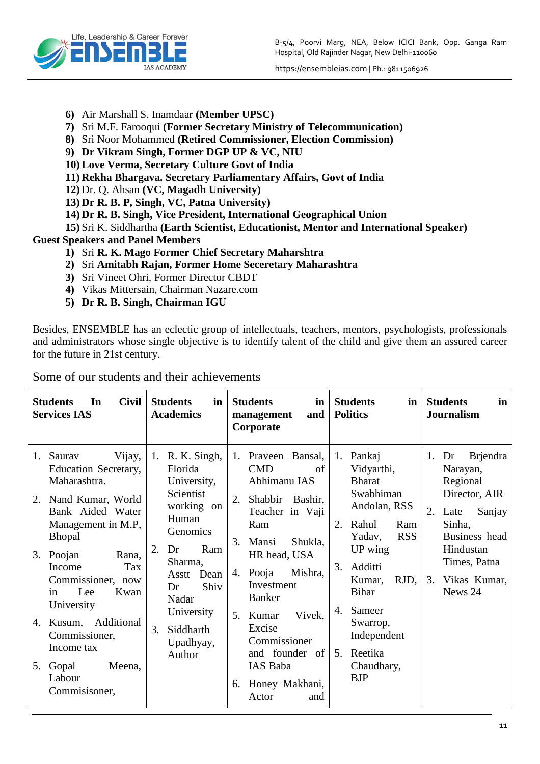6) Air Marshall S. Inamdaar **(Member UPSC)**
7) Sri M.F. Farooqui **(Former Secretary Ministry of Telecommunication)**
8) Sri Noor Mohammed **(Retired Commissioner, Election Commission)**
9) **Dr Vikram Singh, Former DGP UP & VC, NIU**
10) **Love Verma, Secretary Culture Govt of India**
11) **Rekha Bhargava. Secretary Parliamentary Affairs, Govt of India**
12) Dr. Q. Ahsan **(VC, Magadh University)**
13) **Dr R. B. P, Singh, VC, Patna University)**
14) **Dr R. B. Singh, Vice President, International Geographical Union**
15) Sri K. Siddhartha **(Earth Scientist, Educationist, Mentor and International Speaker)**

**Guest Speakers and Panel Members**

1) Sri **R. K. Mago Former Chief Secretary Maharshtra**
2) Sri **Amitabh Rajan, Former Home Seceretary Maharashtra**
3) Sri Vineet Ohri, Former Director CBDT
4) Vikas Mittersain, Chairman Nazare.com
5) **Dr R. B. Singh, Chairman IGU**

Besides, ENSEMBLE has an eclectic group of intellectuals, teachers, mentors, psychologists, professionals and administrators whose single objective is to identify talent of the child and give them an assured career for the future in 21st century.

Some of our students and their achievements

| **Students In Civil Services IAS** | **Students in Academics** | **Students in management and Corporate** | **Students in Politics** | **Students in Journalism** |
|---|---|---|---|---|
| 1. Saurav Vijay, Education Secretary, Maharashtra.<br>2. Nand Kumar, World Bank Aided Water Management in M.P, Bhopal<br>3. Poojan Rana, Income Tax Commissioner, now in Lee Kwan University<br>4. Kusum, Additional Commissioner, Income tax<br>5. Gopal Meena, Labour Commisisoner, | 1. R. K. Singh, Florida University, Scientist working on Human Genomics<br>2. Dr Ram Sharma, Asstt Dean Dr Shiv Nadar University<br>3. Siddharth Upadhyay, Author | 1. Praveen Bansal, CMD of Abhimanu IAS<br>2. Shabbir Bashir, Teacher in Vaji Ram<br>3. Mansi Shukla, HR head, USA<br>4. Pooja Mishra, Investment Banker<br>5. Kumar Vivek, Excise Commissioner and founder of IAS Baba<br>6. Honey Makhani, Actor and | 1. Pankaj Vidyarthi, Bharat Swabhiman Andolan, RSS<br>2. Rahul Ram Yadav, RSS UP wing<br>3. Additti Kumar, RJD, Bihar<br>4. Sameer Swarrop, Independent<br>5. Reetika Chaudhary, BJP | 1. Dr Brjendra Narayan, Regional Director, AIR<br>2. Late Sanjay Sinha, Business head Hindustan Times, Patna<br>3. Vikas Kumar, News 24 |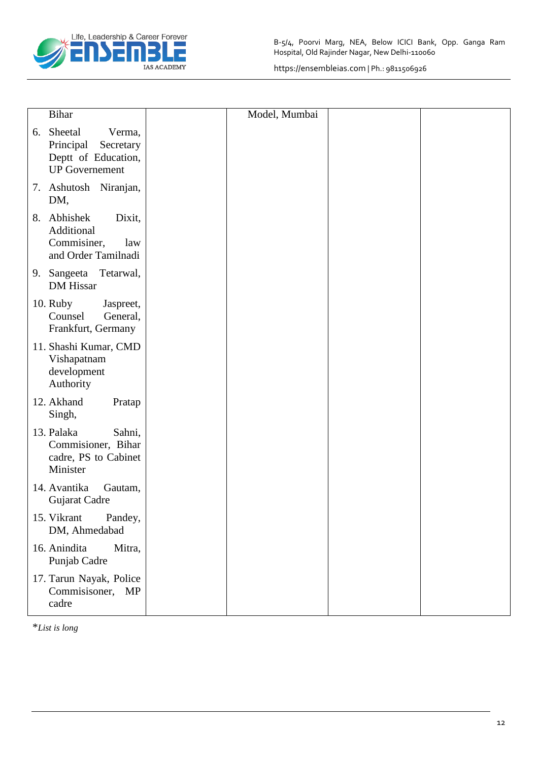| | | | | |
|---|---|---|---|---|
| Bihar<br>6. Sheetal Verma, Principal Secretary Deptt of Education, UP Governement<br>7. Ashutosh Niranjan, DM,<br>8. Abhishek Dixit, Additional Commisiner, law and Order Tamilnadi<br>9. Sangeeta Tetarwal, DM Hissar<br>10. Ruby Jaspreet, Counsel General, Frankfurt, Germany<br>11. Shashi Kumar, CMD Vishapatnam development Authority<br>12. Akhand Pratap Singh,<br>13. Palaka Sahni, Commisioner, Bihar cadre, PS to Cabinet Minister<br>14. Avantika Gautam, Gujarat Cadre<br>15. Vikrant Pandey, DM, Ahmedabad<br>16. Anindita Mitra, Punjab Cadre<br>17. Tarun Nayak, Police Commisisoner, MP cadre | | Model, Mumbai | | |

**List is long*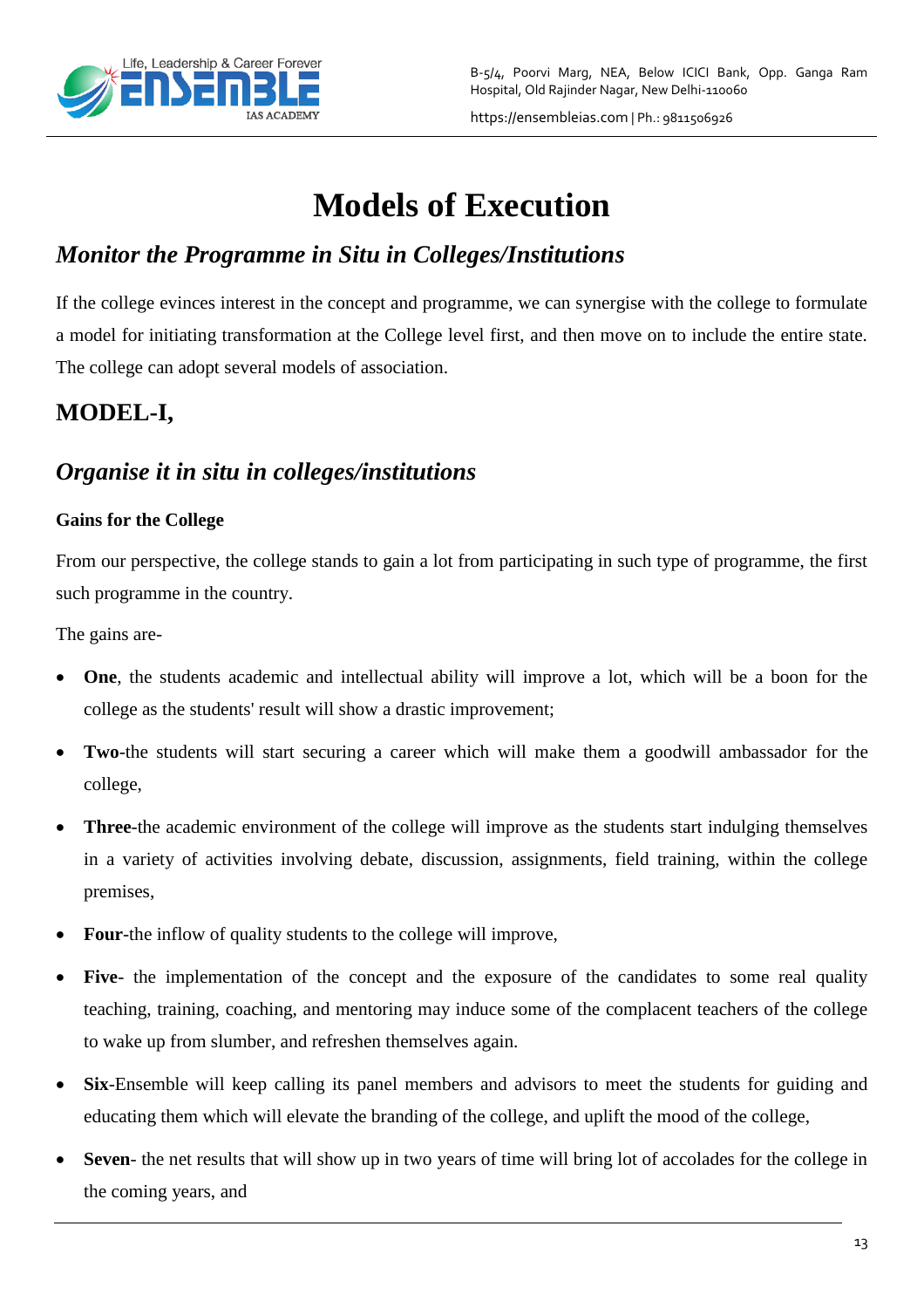# Models of Execution

## *Monitor the Programme in Situ in Colleges/Institutions*

If the college evinces interest in the concept and programme, we can synergise with the college to formulate a model for initiating transformation at the College level first, and then move on to include the entire state. The college can adopt several models of association.

## MODEL-I,

## *Organise it in situ in colleges/institutions*

**Gains for the College**

From our perspective, the college stands to gain a lot from participating in such type of programme, the first such programme in the country.

The gains are-

- **One**, the students academic and intellectual ability will improve a lot, which will be a boon for the college as the students' result will show a drastic improvement;
- **Two**-the students will start securing a career which will make them a goodwill ambassador for the college,
- **Three**-the academic environment of the college will improve as the students start indulging themselves in a variety of activities involving debate, discussion, assignments, field training, within the college premises,
- **Four**-the inflow of quality students to the college will improve,
- **Five**- the implementation of the concept and the exposure of the candidates to some real quality teaching, training, coaching, and mentoring may induce some of the complacent teachers of the college to wake up from slumber, and refreshen themselves again.
- **Six**-Ensemble will keep calling its panel members and advisors to meet the students for guiding and educating them which will elevate the branding of the college, and uplift the mood of the college,
- **Seven**- the net results that will show up in two years of time will bring lot of accolades for the college in the coming years, and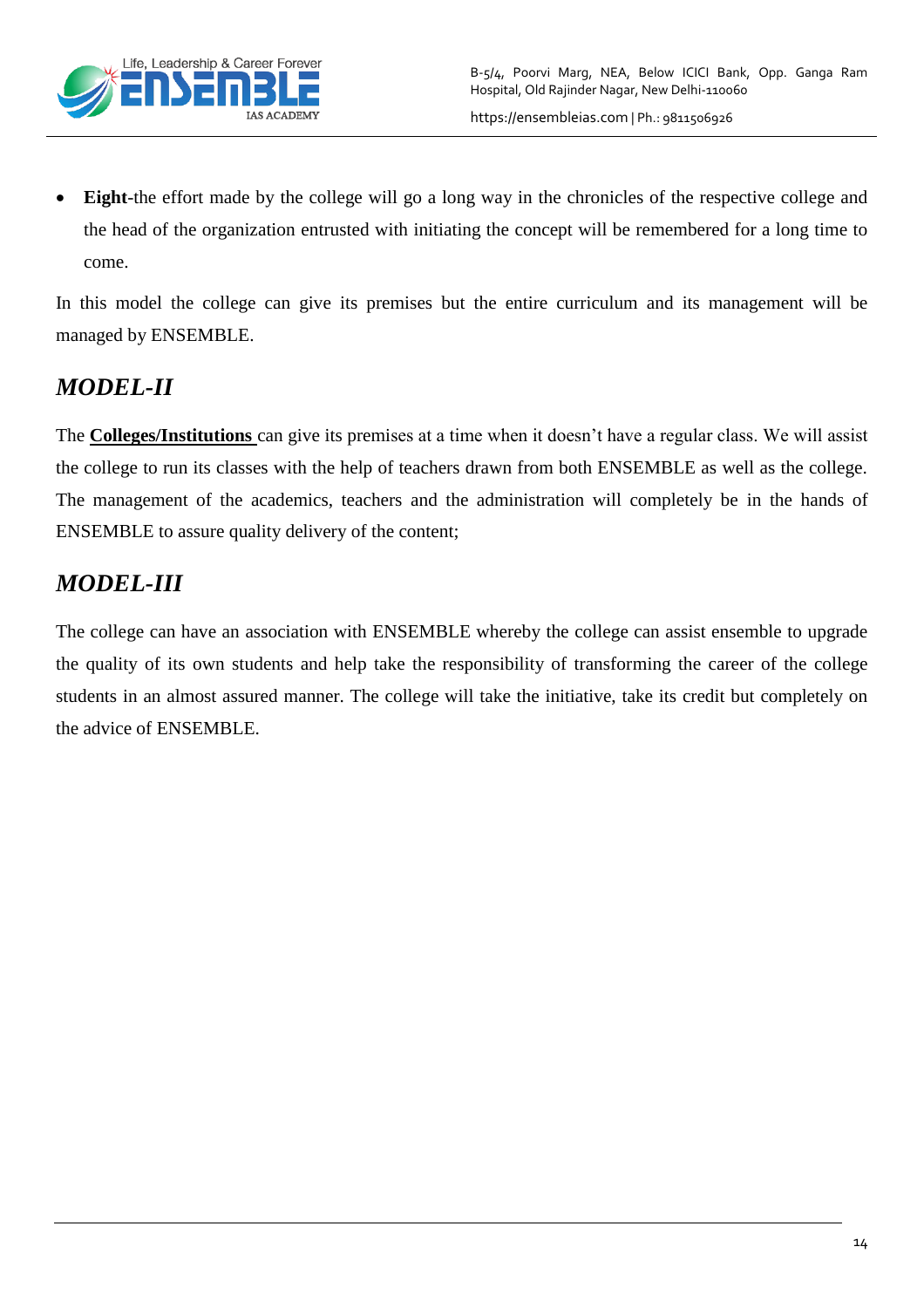- **Eight**-the effort made by the college will go a long way in the chronicles of the respective college and the head of the organization entrusted with initiating the concept will be remembered for a long time to come.

In this model the college can give its premises but the entire curriculum and its management will be managed by ENSEMBLE.

## *MODEL-II*

The **Colleges/Institutions** can give its premises at a time when it doesn't have a regular class. We will assist the college to run its classes with the help of teachers drawn from both ENSEMBLE as well as the college. The management of the academics, teachers and the administration will completely be in the hands of ENSEMBLE to assure quality delivery of the content;

## *MODEL-III*

The college can have an association with ENSEMBLE whereby the college can assist ensemble to upgrade the quality of its own students and help take the responsibility of transforming the career of the college students in an almost assured manner. The college will take the initiative, take its credit but completely on the advice of ENSEMBLE.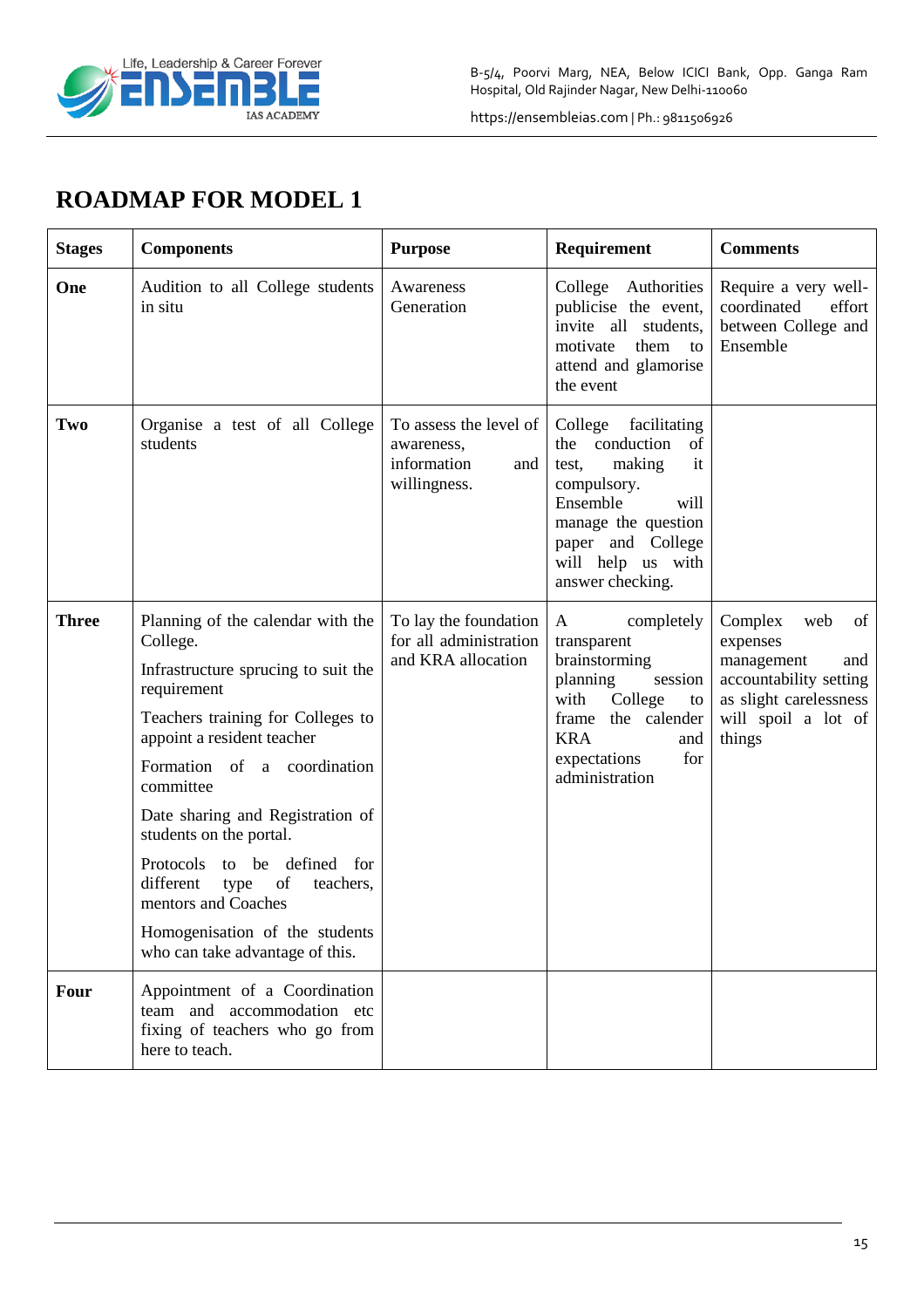# ROADMAP FOR MODEL 1

| Stages | Components | Purpose | Requirement | Comments |
|---|---|---|---|---|
| **One** | Audition to all College students in situ | Awareness Generation | College Authorities publicise the event, invite all students, motivate them to attend and glamorise the event | Require a very well-coordinated effort between College and Ensemble |
| **Two** | Organise a test of all College students | To assess the level of awareness, information and willingness. | College facilitating the conduction of test, making it compulsory. Ensemble will manage the question paper and College will help us with answer checking. | |
| **Three** | Planning of the calendar with the College.<br><br>Infrastructure sprucing to suit the requirement<br><br>Teachers training for Colleges to appoint a resident teacher<br><br>Formation of a coordination committee<br><br>Date sharing and Registration of students on the portal.<br><br>Protocols to be defined for different type of teachers, mentors and Coaches<br><br>Homogenisation of the students who can take advantage of this. | To lay the foundation for all administration and KRA allocation | A completely transparent brainstorming planning session with College to frame the calender KRA and expectations for administration | Complex web of expenses management and accountability setting as slight carelessness will spoil a lot of things |
| **Four** | Appointment of a Coordination team and accommodation etc fixing of teachers who go from here to teach. | | | |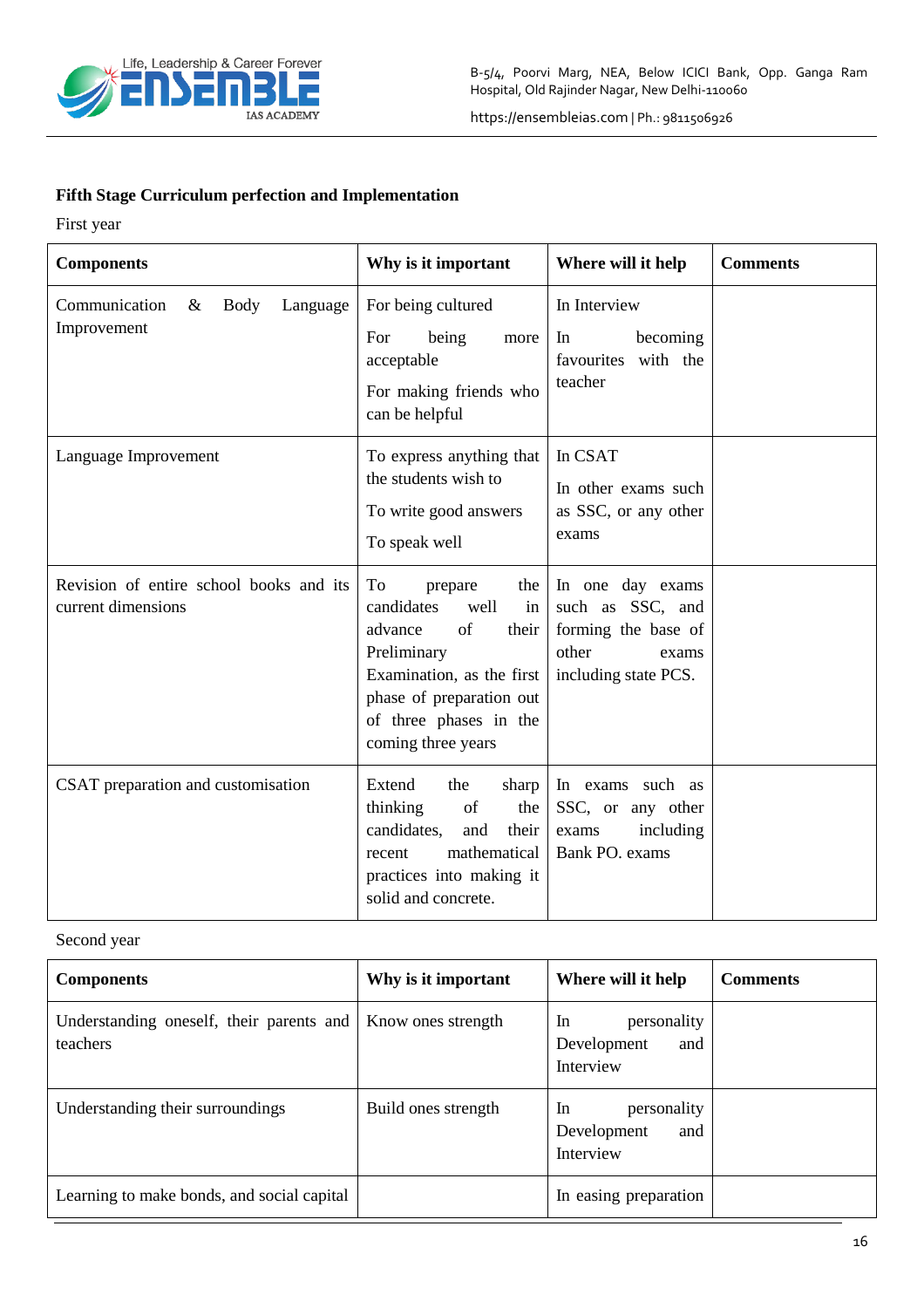**Fifth Stage Curriculum perfection and Implementation**

First year

| Components | Why is it important | Where will it help | Comments |
|---|---|---|---|
| Communication & Body Language Improvement | For being cultured<br>For being more acceptable<br>For making friends who can be helpful | In Interview<br>In becoming favourites with the teacher | |
| Language Improvement | To express anything that the students wish to<br>To write good answers<br>To speak well | In CSAT<br>In other exams such as SSC, or any other exams | |
| Revision of entire school books and its current dimensions | To prepare the candidates well in advance of their Preliminary Examination, as the first phase of preparation out of three phases in the coming three years | In one day exams such as SSC, and forming the base of other exams including state PCS. | |
| CSAT preparation and customisation | Extend the sharp thinking of the candidates, and their recent mathematical practices into making it solid and concrete. | In exams such as SSC, or any other exams including Bank PO. exams | |

Second year

| Components | Why is it important | Where will it help | Comments |
|---|---|---|---|
| Understanding oneself, their parents and teachers | Know ones strength | In personality Development and Interview | |
| Understanding their surroundings | Build ones strength | In personality Development and Interview | |
| Learning to make bonds, and social capital | | In easing preparation | |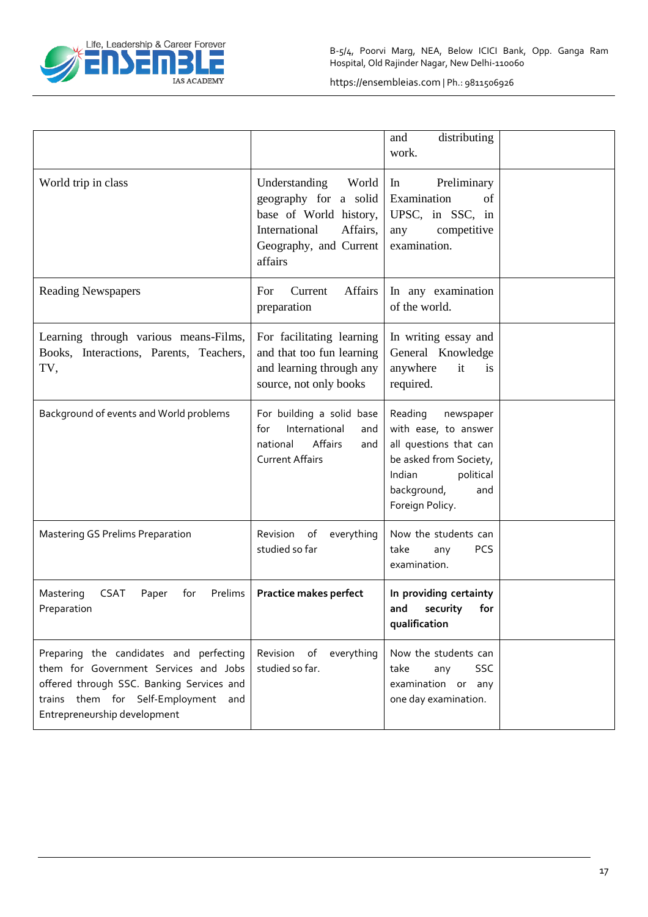| | | and distributing work. | |
|---|---|---|---|
| World trip in class | Understanding World geography for a solid base of World history, International Affairs, Geography, and Current affairs | In Preliminary Examination of UPSC, in SSC, in any competitive examination. | |
| Reading Newspapers | For Current Affairs preparation | In any examination of the world. | |
| Learning through various means-Films, Books, Interactions, Parents, Teachers, TV, | For facilitating learning and that too fun learning and learning through any source, not only books | In writing essay and General Knowledge anywhere it is required. | |
| Background of events and World problems | For building a solid base for International and national Affairs and Current Affairs | Reading newspaper with ease, to answer all questions that can be asked from Society, Indian political background, and Foreign Policy. | |
| Mastering GS Prelims Preparation | Revision of everything studied so far | Now the students can take any PCS examination. | |
| Mastering CSAT Paper for Prelims Preparation | **Practice makes perfect** | **In providing certainty and security for qualification** | |
| Preparing the candidates and perfecting them for Government Services and Jobs offered through SSC. Banking Services and trains them for Self-Employment and Entrepreneurship development | Revision of everything studied so far. | Now the students can take any SSC examination or any one day examination. | |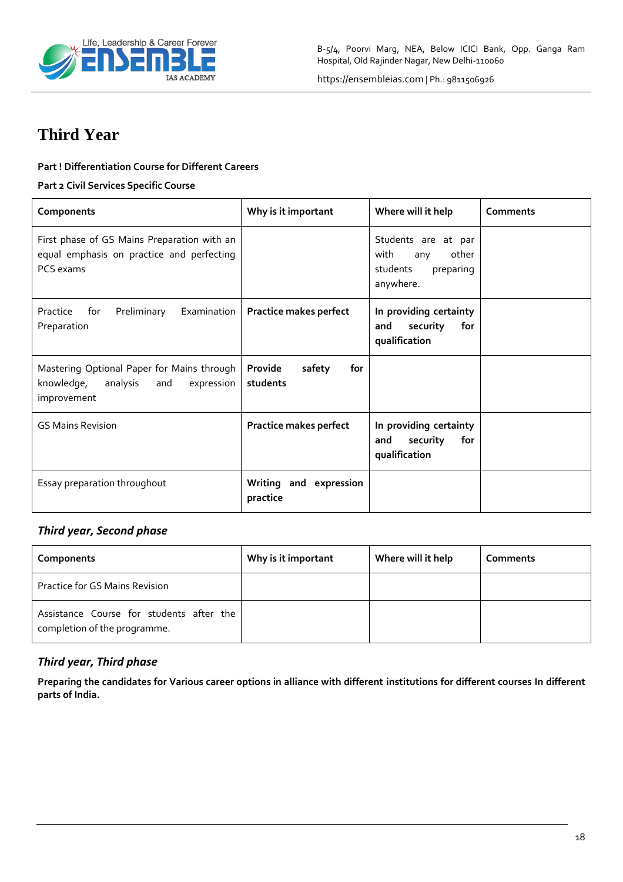# Third Year

**Part ! Differentiation Course for Different Careers**

**Part 2 Civil Services Specific Course**

| Components | Why is it important | Where will it help | Comments |
|---|---|---|---|
| First phase of GS Mains Preparation with an equal emphasis on practice and perfecting PCS exams | | Students are at par with any other students preparing anywhere. | |
| Practice for Preliminary Examination Preparation | **Practice makes perfect** | **In providing certainty and security for qualification** | |
| Mastering Optional Paper for Mains through knowledge, analysis and expression improvement | **Provide safety for students** | | |
| GS Mains Revision | **Practice makes perfect** | **In providing certainty and security for qualification** | |
| Essay preparation throughout | **Writing and expression practice** | | |

### *Third year, Second phase*

| Components | Why is it important | Where will it help | Comments |
|---|---|---|---|
| Practice for GS Mains Revision | | | |
| Assistance Course for students after the completion of the programme. | | | |

### *Third year, Third phase*

**Preparing the candidates for Various career options in alliance with different institutions for different courses In different parts of India.**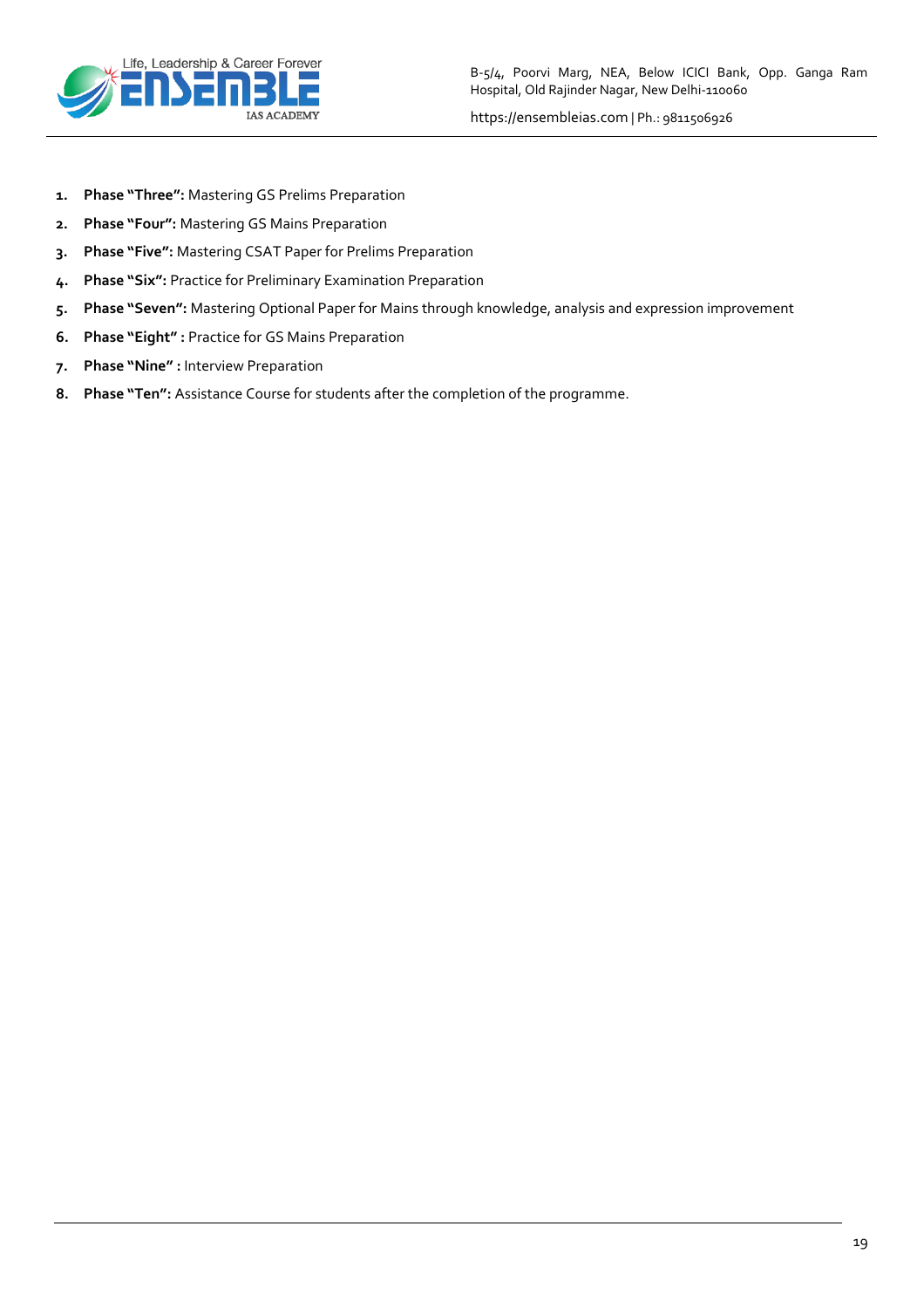1. **Phase "Three":** Mastering GS Prelims Preparation
2. **Phase "Four":** Mastering GS Mains Preparation
3. **Phase "Five":** Mastering CSAT Paper for Prelims Preparation
4. **Phase "Six":** Practice for Preliminary Examination Preparation
5. **Phase "Seven":** Mastering Optional Paper for Mains through knowledge, analysis and expression improvement
6. **Phase "Eight" :** Practice for GS Mains Preparation
7. **Phase "Nine" :** Interview Preparation
8. **Phase "Ten":** Assistance Course for students after the completion of the programme.